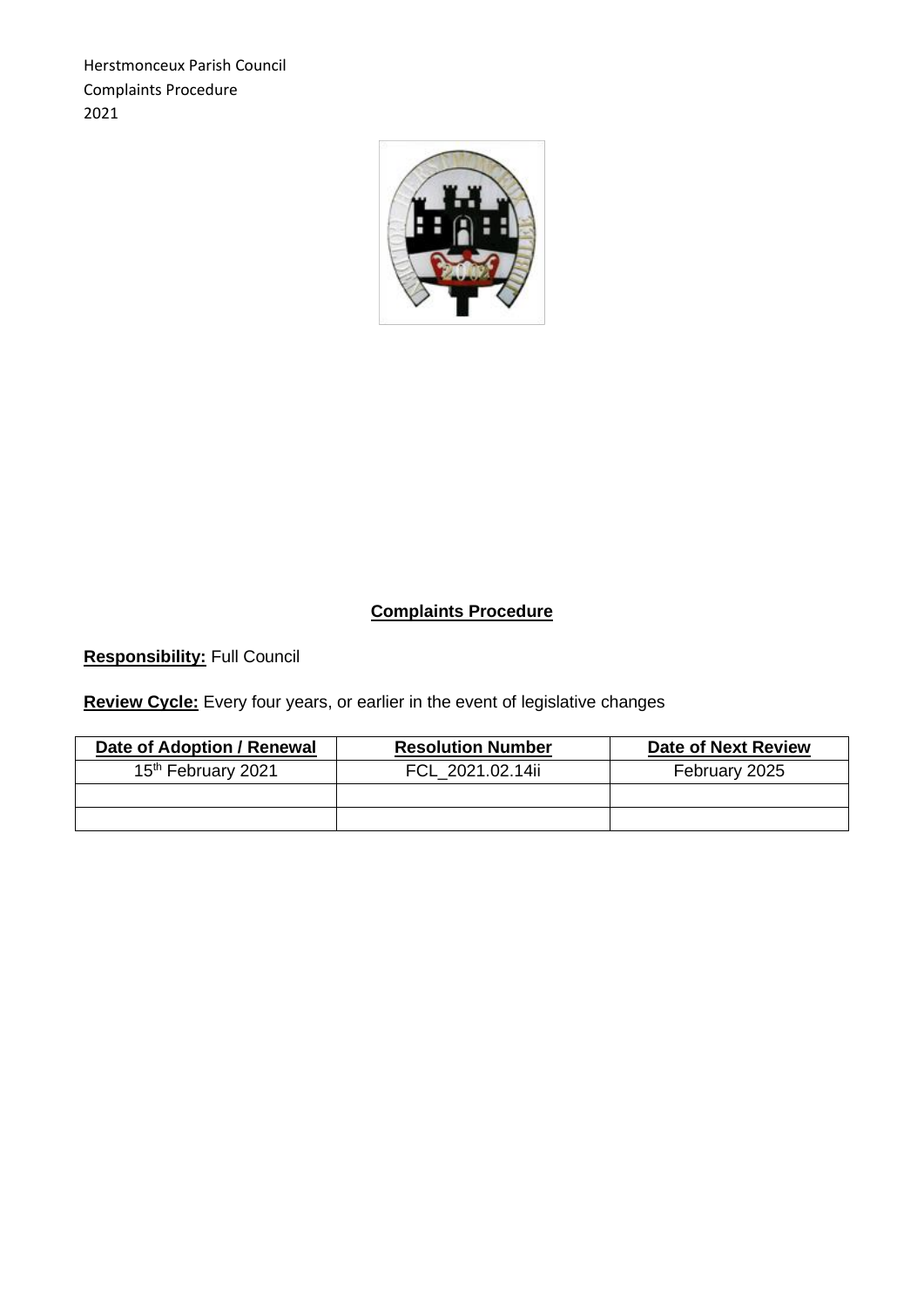Herstmonceux Parish Council
Complaints Procedure
2021

## Complaints Procedure

**Responsibility:** Full Council

**Review Cycle:** Every four years, or earlier in the event of legislative changes

| Date of Adoption / Renewal | Resolution Number | Date of Next Review |
|---|---|---|
| 15th February 2021 | FCL_2021.02.14ii | February 2025 |
| | | |
| | | |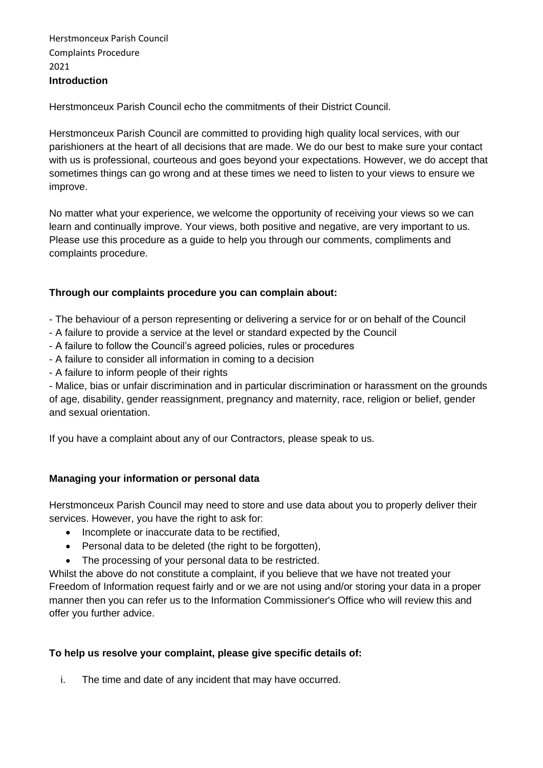Herstmonceux Parish Council
Complaints Procedure
2021

**Introduction**

Herstmonceux Parish Council echo the commitments of their District Council.

Herstmonceux Parish Council are committed to providing high quality local services, with our parishioners at the heart of all decisions that are made. We do our best to make sure your contact with us is professional, courteous and goes beyond your expectations. However, we do accept that sometimes things can go wrong and at these times we need to listen to your views to ensure we improve.

No matter what your experience, we welcome the opportunity of receiving your views so we can learn and continually improve. Your views, both positive and negative, are very important to us. Please use this procedure as a guide to help you through our comments, compliments and complaints procedure.

**Through our complaints procedure you can complain about:**

- The behaviour of a person representing or delivering a service for or on behalf of the Council
- A failure to provide a service at the level or standard expected by the Council
- A failure to follow the Council's agreed policies, rules or procedures
- A failure to consider all information in coming to a decision
- A failure to inform people of their rights
- Malice, bias or unfair discrimination and in particular discrimination or harassment on the grounds of age, disability, gender reassignment, pregnancy and maternity, race, religion or belief, gender and sexual orientation.

If you have a complaint about any of our Contractors, please speak to us.

**Managing your information or personal data**

Herstmonceux Parish Council may need to store and use data about you to properly deliver their services. However, you have the right to ask for:

- Incomplete or inaccurate data to be rectified,
- Personal data to be deleted (the right to be forgotten),
- The processing of your personal data to be restricted.

Whilst the above do not constitute a complaint, if you believe that we have not treated your Freedom of Information request fairly and or we are not using and/or storing your data in a proper manner then you can refer us to the Information Commissioner's Office who will review this and offer you further advice.

**To help us resolve your complaint, please give specific details of:**

i. The time and date of any incident that may have occurred.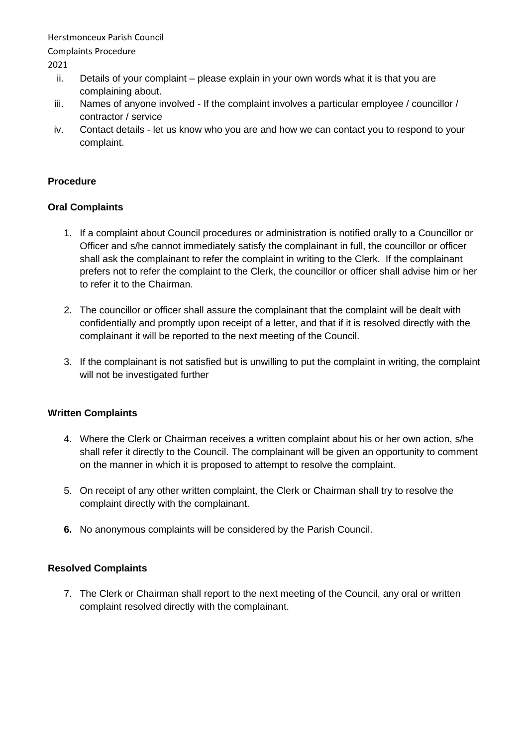ii. Details of your complaint – please explain in your own words what it is that you are complaining about.
iii. Names of anyone involved - If the complaint involves a particular employee / councillor / contractor / service
iv. Contact details - let us know who you are and how we can contact you to respond to your complaint.

**Procedure**

**Oral Complaints**

1. If a complaint about Council procedures or administration is notified orally to a Councillor or Officer and s/he cannot immediately satisfy the complainant in full, the councillor or officer shall ask the complainant to refer the complaint in writing to the Clerk. If the complainant prefers not to refer the complaint to the Clerk, the councillor or officer shall advise him or her to refer it to the Chairman.

2. The councillor or officer shall assure the complainant that the complaint will be dealt with confidentially and promptly upon receipt of a letter, and that if it is resolved directly with the complainant it will be reported to the next meeting of the Council.

3. If the complainant is not satisfied but is unwilling to put the complaint in writing, the complaint will not be investigated further

**Written Complaints**

4. Where the Clerk or Chairman receives a written complaint about his or her own action, s/he shall refer it directly to the Council. The complainant will be given an opportunity to comment on the manner in which it is proposed to attempt to resolve the complaint.

5. On receipt of any other written complaint, the Clerk or Chairman shall try to resolve the complaint directly with the complainant.

6. No anonymous complaints will be considered by the Parish Council.

**Resolved Complaints**

7. The Clerk or Chairman shall report to the next meeting of the Council, any oral or written complaint resolved directly with the complainant.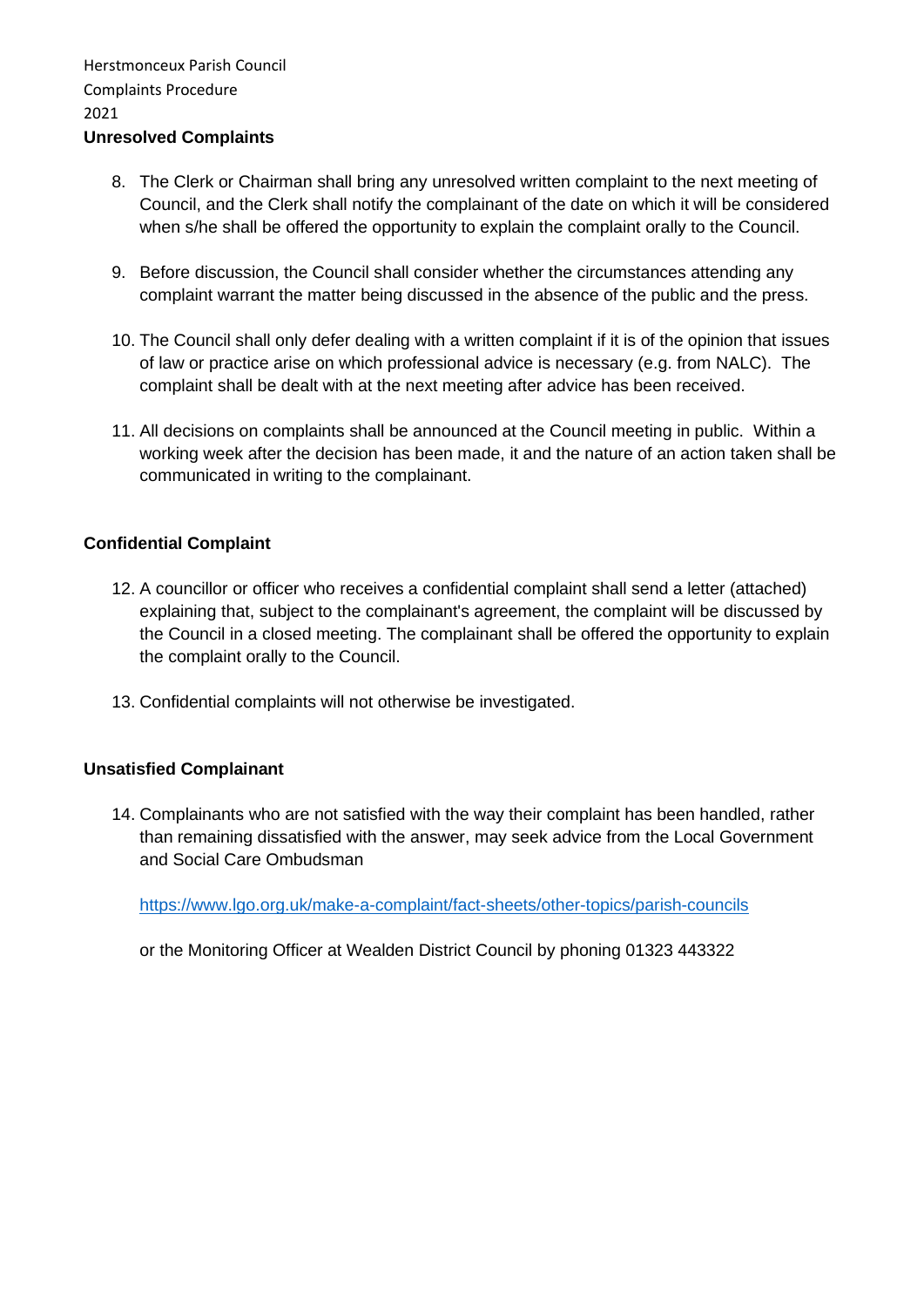## Unresolved Complaints

8. The Clerk or Chairman shall bring any unresolved written complaint to the next meeting of Council, and the Clerk shall notify the complainant of the date on which it will be considered when s/he shall be offered the opportunity to explain the complaint orally to the Council.

9. Before discussion, the Council shall consider whether the circumstances attending any complaint warrant the matter being discussed in the absence of the public and the press.

10. The Council shall only defer dealing with a written complaint if it is of the opinion that issues of law or practice arise on which professional advice is necessary (e.g. from NALC). The complaint shall be dealt with at the next meeting after advice has been received.

11. All decisions on complaints shall be announced at the Council meeting in public. Within a working week after the decision has been made, it and the nature of an action taken shall be communicated in writing to the complainant.

## Confidential Complaint

12. A councillor or officer who receives a confidential complaint shall send a letter (attached) explaining that, subject to the complainant's agreement, the complaint will be discussed by the Council in a closed meeting. The complainant shall be offered the opportunity to explain the complaint orally to the Council.

13. Confidential complaints will not otherwise be investigated.

## Unsatisfied Complainant

14. Complainants who are not satisfied with the way their complaint has been handled, rather than remaining dissatisfied with the answer, may seek advice from the Local Government and Social Care Ombudsman

    https://www.lgo.org.uk/make-a-complaint/fact-sheets/other-topics/parish-councils

    or the Monitoring Officer at Wealden District Council by phoning 01323 443322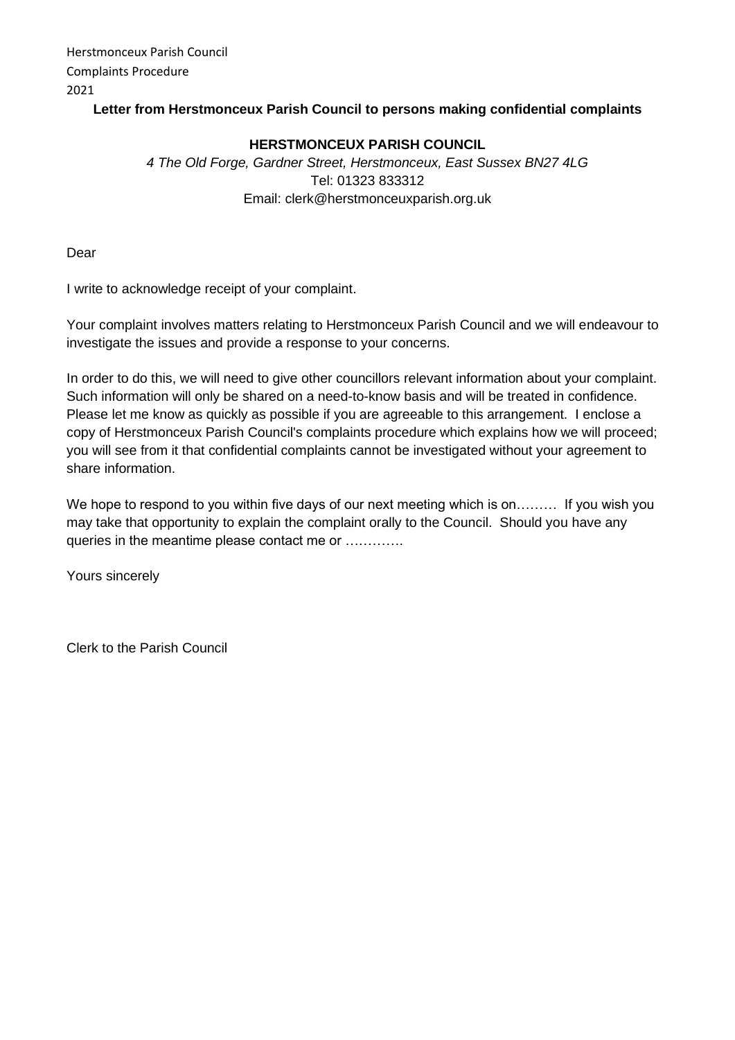Herstmonceux Parish Council
Complaints Procedure
2021

**Letter from Herstmonceux Parish Council to persons making confidential complaints**

**HERSTMONCEUX PARISH COUNCIL**

*4 The Old Forge, Gardner Street, Herstmonceux, East Sussex BN27 4LG*
Tel: 01323 833312
Email: clerk@herstmonceuxparish.org.uk

Dear

I write to acknowledge receipt of your complaint.

Your complaint involves matters relating to Herstmonceux Parish Council and we will endeavour to investigate the issues and provide a response to your concerns.

In order to do this, we will need to give other councillors relevant information about your complaint. Such information will only be shared on a need-to-know basis and will be treated in confidence. Please let me know as quickly as possible if you are agreeable to this arrangement. I enclose a copy of Herstmonceux Parish Council's complaints procedure which explains how we will proceed; you will see from it that confidential complaints cannot be investigated without your agreement to share information.

We hope to respond to you within five days of our next meeting which is on……… If you wish you may take that opportunity to explain the complaint orally to the Council. Should you have any queries in the meantime please contact me or ………….

Yours sincerely

Clerk to the Parish Council